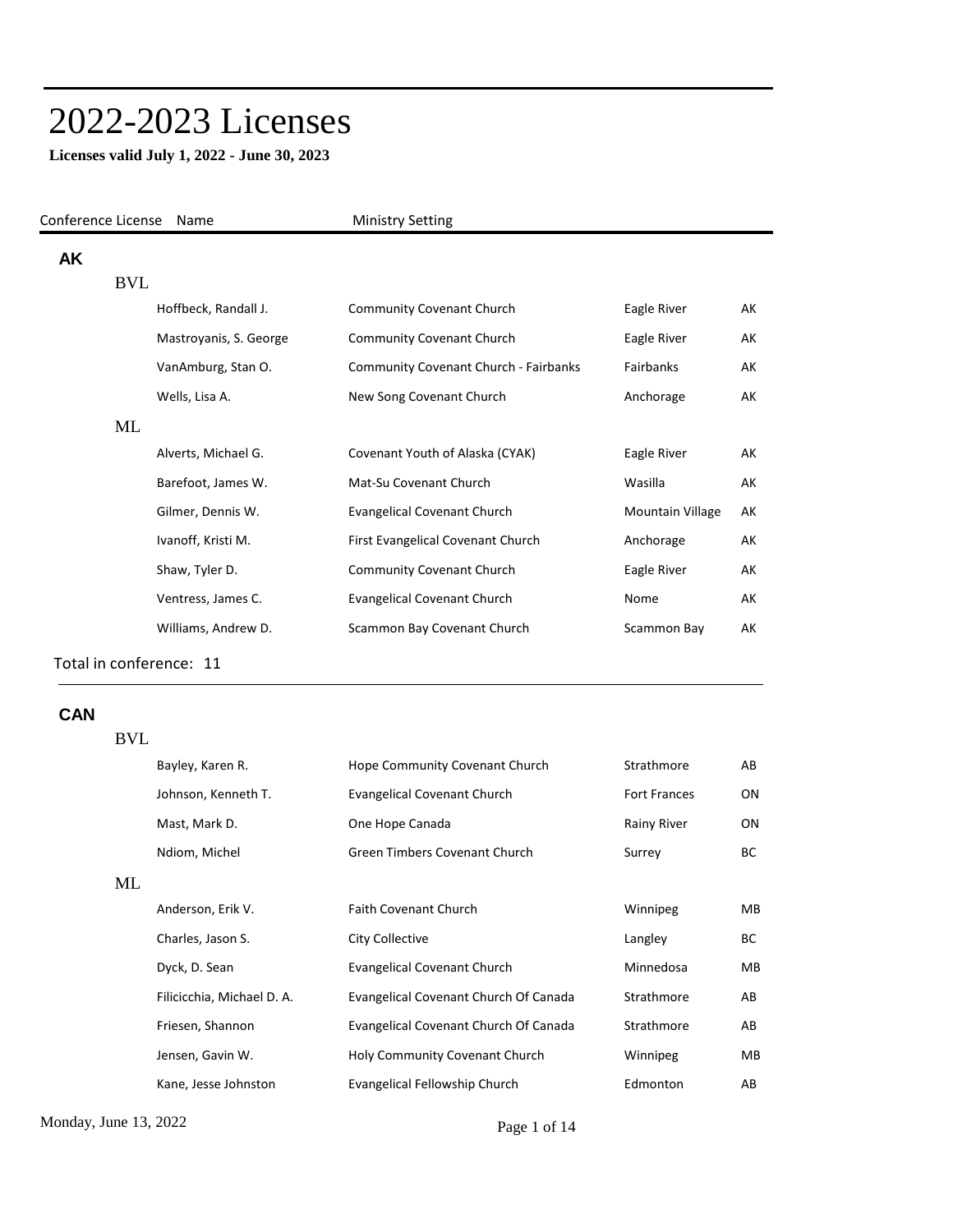# 2022-2023 Licenses

**Licenses valid July 1, 2022 - June 30, 2023**

| Conference | License | Name | Ministry Setting | City | State |
|---|---|---|---|---|---|
| **AK** | | | | | |
| | BVL | | | | |
| | | Hoffbeck, Randall J. | Community Covenant Church | Eagle River | AK |
| | | Mastroyanis, S. George | Community Covenant Church | Eagle River | AK |
| | | VanAmburg, Stan O. | Community Covenant Church - Fairbanks | Fairbanks | AK |
| | | Wells, Lisa A. | New Song Covenant Church | Anchorage | AK |
| | ML | | | | |
| | | Alverts, Michael G. | Covenant Youth of Alaska (CYAK) | Eagle River | AK |
| | | Barefoot, James W. | Mat-Su Covenant Church | Wasilla | AK |
| | | Gilmer, Dennis W. | Evangelical Covenant Church | Mountain Village | AK |
| | | Ivanoff, Kristi M. | First Evangelical Covenant Church | Anchorage | AK |
| | | Shaw, Tyler D. | Community Covenant Church | Eagle River | AK |
| | | Ventress, James C. | Evangelical Covenant Church | Nome | AK |
| | | Williams, Andrew D. | Scammon Bay Covenant Church | Scammon Bay | AK |

Total in conference: 11

| Conference | License | Name | Ministry Setting | City | State |
|---|---|---|---|---|---|
| **CAN** | | | | | |
| | BVL | | | | |
| | | Bayley, Karen R. | Hope Community Covenant Church | Strathmore | AB |
| | | Johnson, Kenneth T. | Evangelical Covenant Church | Fort Frances | ON |
| | | Mast, Mark D. | One Hope Canada | Rainy River | ON |
| | | Ndiom, Michel | Green Timbers Covenant Church | Surrey | BC |
| | ML | | | | |
| | | Anderson, Erik V. | Faith Covenant Church | Winnipeg | MB |
| | | Charles, Jason S. | City Collective | Langley | BC |
| | | Dyck, D. Sean | Evangelical Covenant Church | Minnedosa | MB |
| | | Filicicchia, Michael D. A. | Evangelical Covenant Church Of Canada | Strathmore | AB |
| | | Friesen, Shannon | Evangelical Covenant Church Of Canada | Strathmore | AB |
| | | Jensen, Gavin W. | Holy Community Covenant Church | Winnipeg | MB |
| | | Kane, Jesse Johnston | Evangelical Fellowship Church | Edmonton | AB |

Monday, June 13, 2022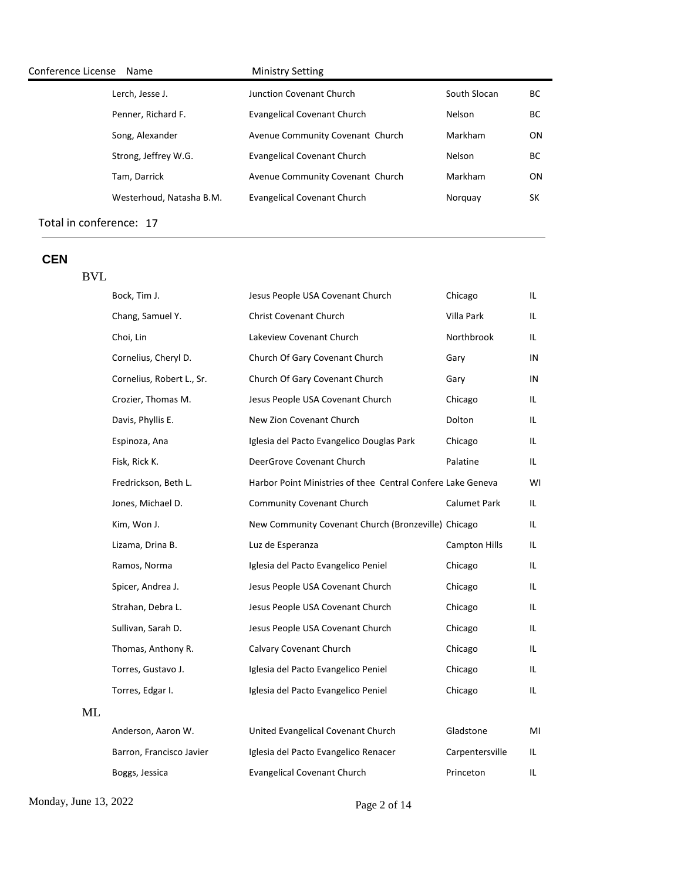| Conference License | Name | Ministry Setting | | |
|---|---|---|---|---|
| | Lerch, Jesse J. | Junction Covenant Church | South Slocan | BC |
| | Penner, Richard F. | Evangelical Covenant Church | Nelson | BC |
| | Song, Alexander | Avenue Community Covenant Church | Markham | ON |
| | Strong, Jeffrey W.G. | Evangelical Covenant Church | Nelson | BC |
| | Tam, Darrick | Avenue Community Covenant Church | Markham | ON |
| | Westerhoud, Natasha B.M. | Evangelical Covenant Church | Norquay | SK |

Total in conference: 17

## CEN

### BVL

| Name | Ministry Setting | City | State |
|---|---|---|---|
| Bock, Tim J. | Jesus People USA Covenant Church | Chicago | IL |
| Chang, Samuel Y. | Christ Covenant Church | Villa Park | IL |
| Choi, Lin | Lakeview Covenant Church | Northbrook | IL |
| Cornelius, Cheryl D. | Church Of Gary Covenant Church | Gary | IN |
| Cornelius, Robert L., Sr. | Church Of Gary Covenant Church | Gary | IN |
| Crozier, Thomas M. | Jesus People USA Covenant Church | Chicago | IL |
| Davis, Phyllis E. | New Zion Covenant Church | Dolton | IL |
| Espinoza, Ana | Iglesia del Pacto Evangelico Douglas Park | Chicago | IL |
| Fisk, Rick K. | DeerGrove Covenant Church | Palatine | IL |
| Fredrickson, Beth L. | Harbor Point Ministries of thee Central Confere | Lake Geneva | WI |
| Jones, Michael D. | Community Covenant Church | Calumet Park | IL |
| Kim, Won J. | New Community Covenant Church (Bronzeville) | Chicago | IL |
| Lizama, Drina B. | Luz de Esperanza | Campton Hills | IL |
| Ramos, Norma | Iglesia del Pacto Evangelico Peniel | Chicago | IL |
| Spicer, Andrea J. | Jesus People USA Covenant Church | Chicago | IL |
| Strahan, Debra L. | Jesus People USA Covenant Church | Chicago | IL |
| Sullivan, Sarah D. | Jesus People USA Covenant Church | Chicago | IL |
| Thomas, Anthony R. | Calvary Covenant Church | Chicago | IL |
| Torres, Gustavo J. | Iglesia del Pacto Evangelico Peniel | Chicago | IL |
| Torres, Edgar I. | Iglesia del Pacto Evangelico Peniel | Chicago | IL |

### ML

| Name | Ministry Setting | City | State |
|---|---|---|---|
| Anderson, Aaron W. | United Evangelical Covenant Church | Gladstone | MI |
| Barron, Francisco Javier | Iglesia del Pacto Evangelico Renacer | Carpentersville | IL |
| Boggs, Jessica | Evangelical Covenant Church | Princeton | IL |

Monday, June 13, 2022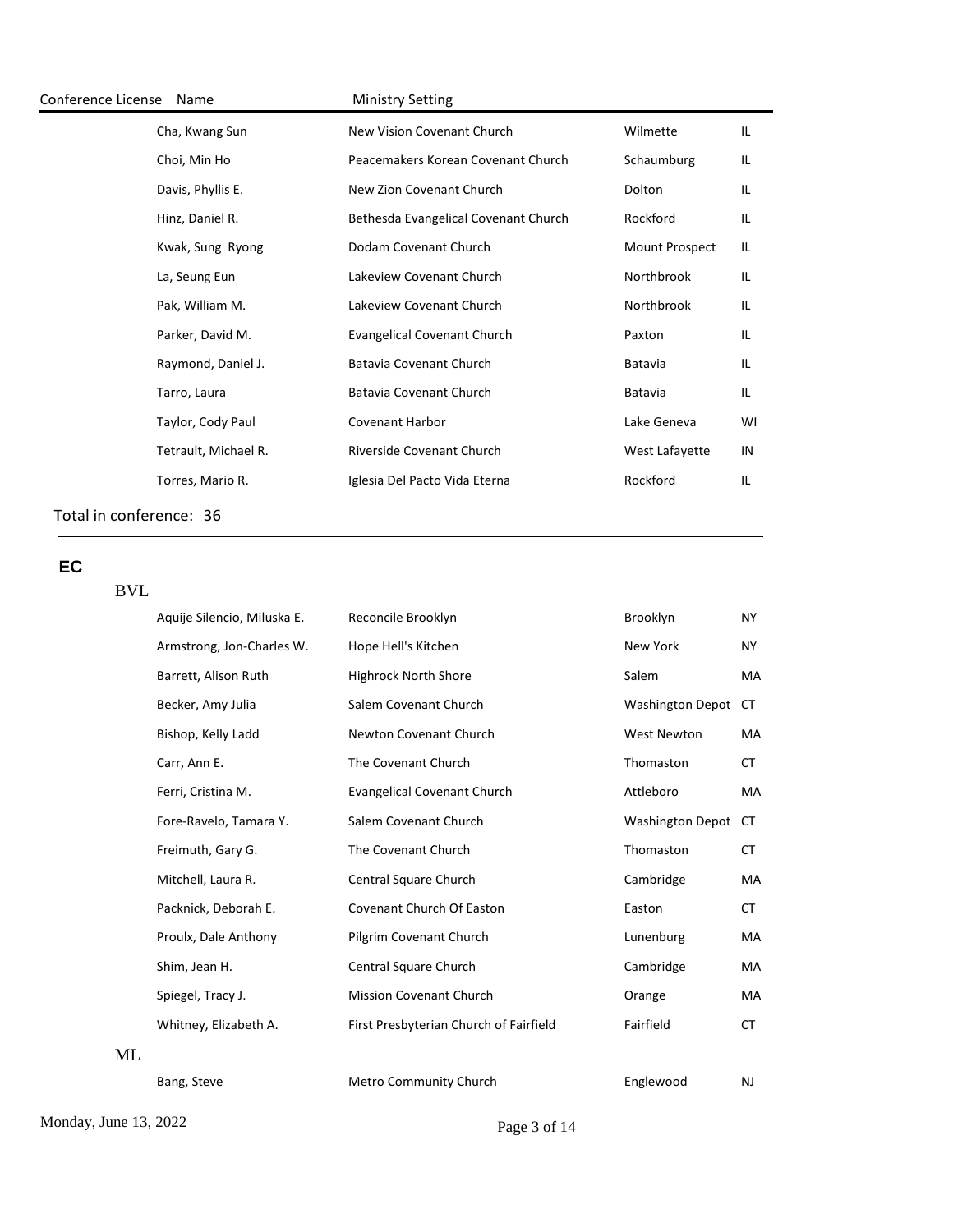| Conference License | Name | Ministry Setting | | |
|---|---|---|---|---|
| | Cha, Kwang Sun | New Vision Covenant Church | Wilmette | IL |
| | Choi, Min Ho | Peacemakers Korean Covenant Church | Schaumburg | IL |
| | Davis, Phyllis E. | New Zion Covenant Church | Dolton | IL |
| | Hinz, Daniel R. | Bethesda Evangelical Covenant Church | Rockford | IL |
| | Kwak, Sung Ryong | Dodam Covenant Church | Mount Prospect | IL |
| | La, Seung Eun | Lakeview Covenant Church | Northbrook | IL |
| | Pak, William M. | Lakeview Covenant Church | Northbrook | IL |
| | Parker, David M. | Evangelical Covenant Church | Paxton | IL |
| | Raymond, Daniel J. | Batavia Covenant Church | Batavia | IL |
| | Tarro, Laura | Batavia Covenant Church | Batavia | IL |
| | Taylor, Cody Paul | Covenant Harbor | Lake Geneva | WI |
| | Tetrault, Michael R. | Riverside Covenant Church | West Lafayette | IN |
| | Torres, Mario R. | Iglesia Del Pacto Vida Eterna | Rockford | IL |

Total in conference: 36

## EC

### BVL

| Name | Ministry Setting | City | State |
|---|---|---|---|
| Aquije Silencio, Miluska E. | Reconcile Brooklyn | Brooklyn | NY |
| Armstrong, Jon-Charles W. | Hope Hell's Kitchen | New York | NY |
| Barrett, Alison Ruth | Highrock North Shore | Salem | MA |
| Becker, Amy Julia | Salem Covenant Church | Washington Depot | CT |
| Bishop, Kelly Ladd | Newton Covenant Church | West Newton | MA |
| Carr, Ann E. | The Covenant Church | Thomaston | CT |
| Ferri, Cristina M. | Evangelical Covenant Church | Attleboro | MA |
| Fore-Ravelo, Tamara Y. | Salem Covenant Church | Washington Depot | CT |
| Freimuth, Gary G. | The Covenant Church | Thomaston | CT |
| Mitchell, Laura R. | Central Square Church | Cambridge | MA |
| Packnick, Deborah E. | Covenant Church Of Easton | Easton | CT |
| Proulx, Dale Anthony | Pilgrim Covenant Church | Lunenburg | MA |
| Shim, Jean H. | Central Square Church | Cambridge | MA |
| Spiegel, Tracy J. | Mission Covenant Church | Orange | MA |
| Whitney, Elizabeth A. | First Presbyterian Church of Fairfield | Fairfield | CT |

### ML

| Name | Ministry Setting | City | State |
|---|---|---|---|
| Bang, Steve | Metro Community Church | Englewood | NJ |

Monday, June 13, 2022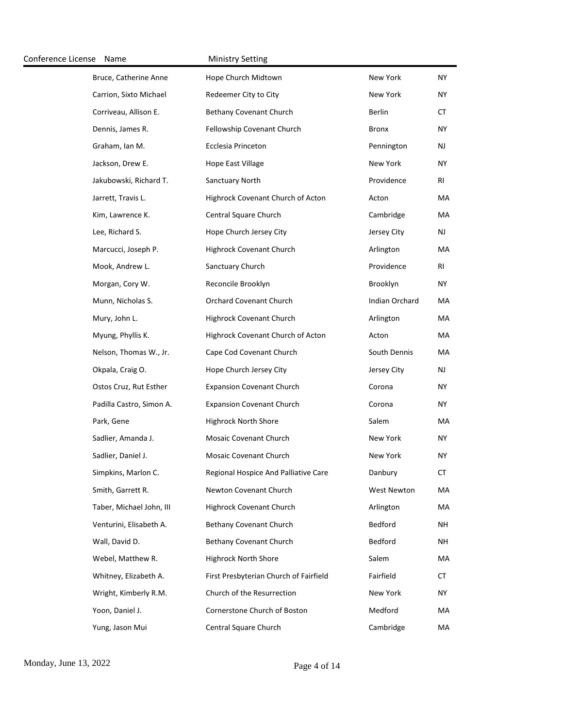| Conference License | Name | Ministry Setting | | |
|---|---|---|---|---|
| | Bruce, Catherine Anne | Hope Church Midtown | New York | NY |
| | Carrion, Sixto Michael | Redeemer City to City | New York | NY |
| | Corriveau, Allison E. | Bethany Covenant Church | Berlin | CT |
| | Dennis, James R. | Fellowship Covenant Church | Bronx | NY |
| | Graham, Ian M. | Ecclesia Princeton | Pennington | NJ |
| | Jackson, Drew E. | Hope East Village | New York | NY |
| | Jakubowski, Richard T. | Sanctuary North | Providence | RI |
| | Jarrett, Travis L. | Highrock Covenant Church of Acton | Acton | MA |
| | Kim, Lawrence K. | Central Square Church | Cambridge | MA |
| | Lee, Richard S. | Hope Church Jersey City | Jersey City | NJ |
| | Marcucci, Joseph P. | Highrock Covenant Church | Arlington | MA |
| | Mook, Andrew L. | Sanctuary Church | Providence | RI |
| | Morgan, Cory W. | Reconcile Brooklyn | Brooklyn | NY |
| | Munn, Nicholas S. | Orchard Covenant Church | Indian Orchard | MA |
| | Mury, John L. | Highrock Covenant Church | Arlington | MA |
| | Myung, Phyllis K. | Highrock Covenant Church of Acton | Acton | MA |
| | Nelson, Thomas W., Jr. | Cape Cod Covenant Church | South Dennis | MA |
| | Okpala, Craig O. | Hope Church Jersey City | Jersey City | NJ |
| | Ostos Cruz, Rut Esther | Expansion Covenant Church | Corona | NY |
| | Padilla Castro, Simon A. | Expansion Covenant Church | Corona | NY |
| | Park, Gene | Highrock North Shore | Salem | MA |
| | Sadlier, Amanda J. | Mosaic Covenant Church | New York | NY |
| | Sadlier, Daniel J. | Mosaic Covenant Church | New York | NY |
| | Simpkins, Marlon C. | Regional Hospice And Palliative Care | Danbury | CT |
| | Smith, Garrett R. | Newton Covenant Church | West Newton | MA |
| | Taber, Michael John, III | Highrock Covenant Church | Arlington | MA |
| | Venturini, Elisabeth A. | Bethany Covenant Church | Bedford | NH |
| | Wall, David D. | Bethany Covenant Church | Bedford | NH |
| | Webel, Matthew R. | Highrock North Shore | Salem | MA |
| | Whitney, Elizabeth A. | First Presbyterian Church of Fairfield | Fairfield | CT |
| | Wright, Kimberly R.M. | Church of the Resurrection | New York | NY |
| | Yoon, Daniel J. | Cornerstone Church of Boston | Medford | MA |
| | Yung, Jason Mui | Central Square Church | Cambridge | MA |

Monday, June 13, 2022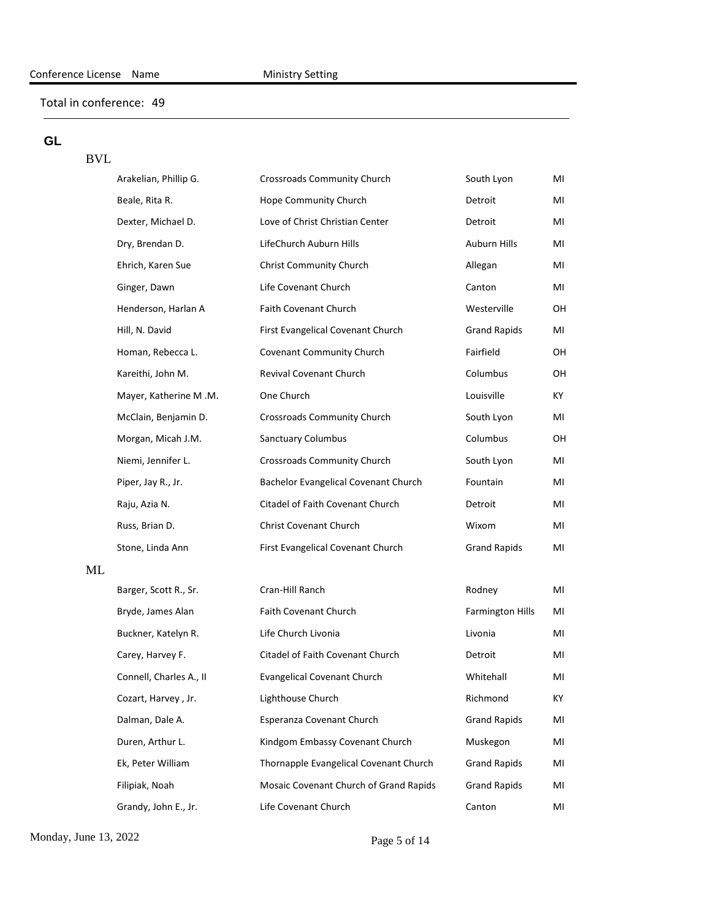| Conference License | Name | Ministry Setting | | |
|---|---|---|---|---|

Total in conference: 49

## GL

### BVL

| Name | Ministry Setting | City | State |
|---|---|---|---|
| Arakelian, Phillip G. | Crossroads Community Church | South Lyon | MI |
| Beale, Rita R. | Hope Community Church | Detroit | MI |
| Dexter, Michael D. | Love of Christ Christian Center | Detroit | MI |
| Dry, Brendan D. | LifeChurch Auburn Hills | Auburn Hills | MI |
| Ehrich, Karen Sue | Christ Community Church | Allegan | MI |
| Ginger, Dawn | Life Covenant Church | Canton | MI |
| Henderson, Harlan A | Faith Covenant Church | Westerville | OH |
| Hill, N. David | First Evangelical Covenant Church | Grand Rapids | MI |
| Homan, Rebecca L. | Covenant Community Church | Fairfield | OH |
| Kareithi, John M. | Revival Covenant Church | Columbus | OH |
| Mayer, Katherine M .M. | One Church | Louisville | KY |
| McClain, Benjamin D. | Crossroads Community Church | South Lyon | MI |
| Morgan, Micah J.M. | Sanctuary Columbus | Columbus | OH |
| Niemi, Jennifer L. | Crossroads Community Church | South Lyon | MI |
| Piper, Jay R., Jr. | Bachelor Evangelical Covenant Church | Fountain | MI |
| Raju, Azia N. | Citadel of Faith Covenant Church | Detroit | MI |
| Russ, Brian D. | Christ Covenant Church | Wixom | MI |
| Stone, Linda Ann | First Evangelical Covenant Church | Grand Rapids | MI |

### ML

| Name | Ministry Setting | City | State |
|---|---|---|---|
| Barger, Scott R., Sr. | Cran-Hill Ranch | Rodney | MI |
| Bryde, James Alan | Faith Covenant Church | Farmington Hills | MI |
| Buckner, Katelyn R. | Life Church Livonia | Livonia | MI |
| Carey, Harvey F. | Citadel of Faith Covenant Church | Detroit | MI |
| Connell, Charles A., II | Evangelical Covenant Church | Whitehall | MI |
| Cozart, Harvey , Jr. | Lighthouse Church | Richmond | KY |
| Dalman, Dale A. | Esperanza Covenant Church | Grand Rapids | MI |
| Duren, Arthur L. | Kindgom Embassy Covenant Church | Muskegon | MI |
| Ek, Peter William | Thornapple Evangelical Covenant Church | Grand Rapids | MI |
| Filipiak, Noah | Mosaic Covenant Church of Grand Rapids | Grand Rapids | MI |
| Grandy, John E., Jr. | Life Covenant Church | Canton | MI |

Monday, June 13, 2022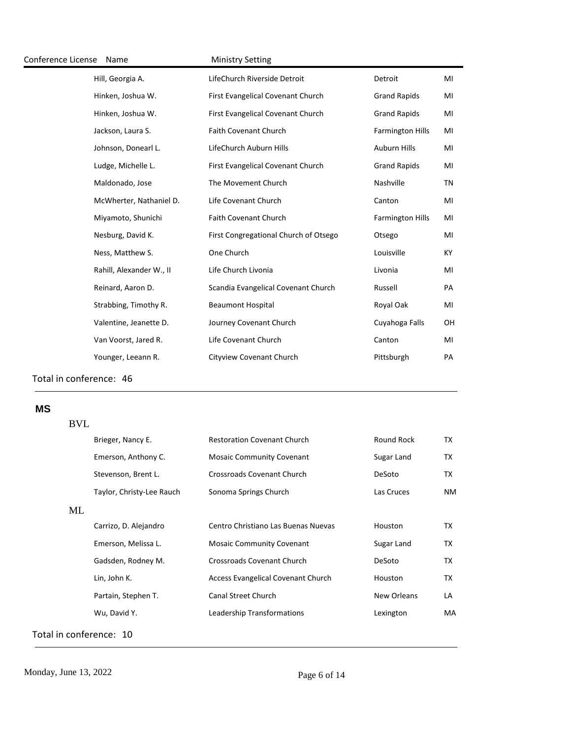| Conference License | Name | Ministry Setting | | |
|---|---|---|---|---|
| | Hill, Georgia A. | LifeChurch Riverside Detroit | Detroit | MI |
| | Hinken, Joshua W. | First Evangelical Covenant Church | Grand Rapids | MI |
| | Hinken, Joshua W. | First Evangelical Covenant Church | Grand Rapids | MI |
| | Jackson, Laura S. | Faith Covenant Church | Farmington Hills | MI |
| | Johnson, Donearl L. | LifeChurch Auburn Hills | Auburn Hills | MI |
| | Ludge, Michelle L. | First Evangelical Covenant Church | Grand Rapids | MI |
| | Maldonado, Jose | The Movement Church | Nashville | TN |
| | McWherter, Nathaniel D. | Life Covenant Church | Canton | MI |
| | Miyamoto, Shunichi | Faith Covenant Church | Farmington Hills | MI |
| | Nesburg, David K. | First Congregational Church of Otsego | Otsego | MI |
| | Ness, Matthew S. | One Church | Louisville | KY |
| | Rahill, Alexander W., II | Life Church Livonia | Livonia | MI |
| | Reinard, Aaron D. | Scandia Evangelical Covenant Church | Russell | PA |
| | Strabbing, Timothy R. | Beaumont Hospital | Royal Oak | MI |
| | Valentine, Jeanette D. | Journey Covenant Church | Cuyahoga Falls | OH |
| | Van Voorst, Jared R. | Life Covenant Church | Canton | MI |
| | Younger, Leeann R. | Cityview Covenant Church | Pittsburgh | PA |

Total in conference: 46

## MS

| Conference License | Name | Ministry Setting | | |
|---|---|---|---|---|
| BVL | | | | |
| | Brieger, Nancy E. | Restoration Covenant Church | Round Rock | TX |
| | Emerson, Anthony C. | Mosaic Community Covenant | Sugar Land | TX |
| | Stevenson, Brent L. | Crossroads Covenant Church | DeSoto | TX |
| | Taylor, Christy-Lee Rauch | Sonoma Springs Church | Las Cruces | NM |
| ML | | | | |
| | Carrizo, D. Alejandro | Centro Christiano Las Buenas Nuevas | Houston | TX |
| | Emerson, Melissa L. | Mosaic Community Covenant | Sugar Land | TX |
| | Gadsden, Rodney M. | Crossroads Covenant Church | DeSoto | TX |
| | Lin, John K. | Access Evangelical Covenant Church | Houston | TX |
| | Partain, Stephen T. | Canal Street Church | New Orleans | LA |
| | Wu, David Y. | Leadership Transformations | Lexington | MA |

Total in conference: 10

Monday, June 13, 2022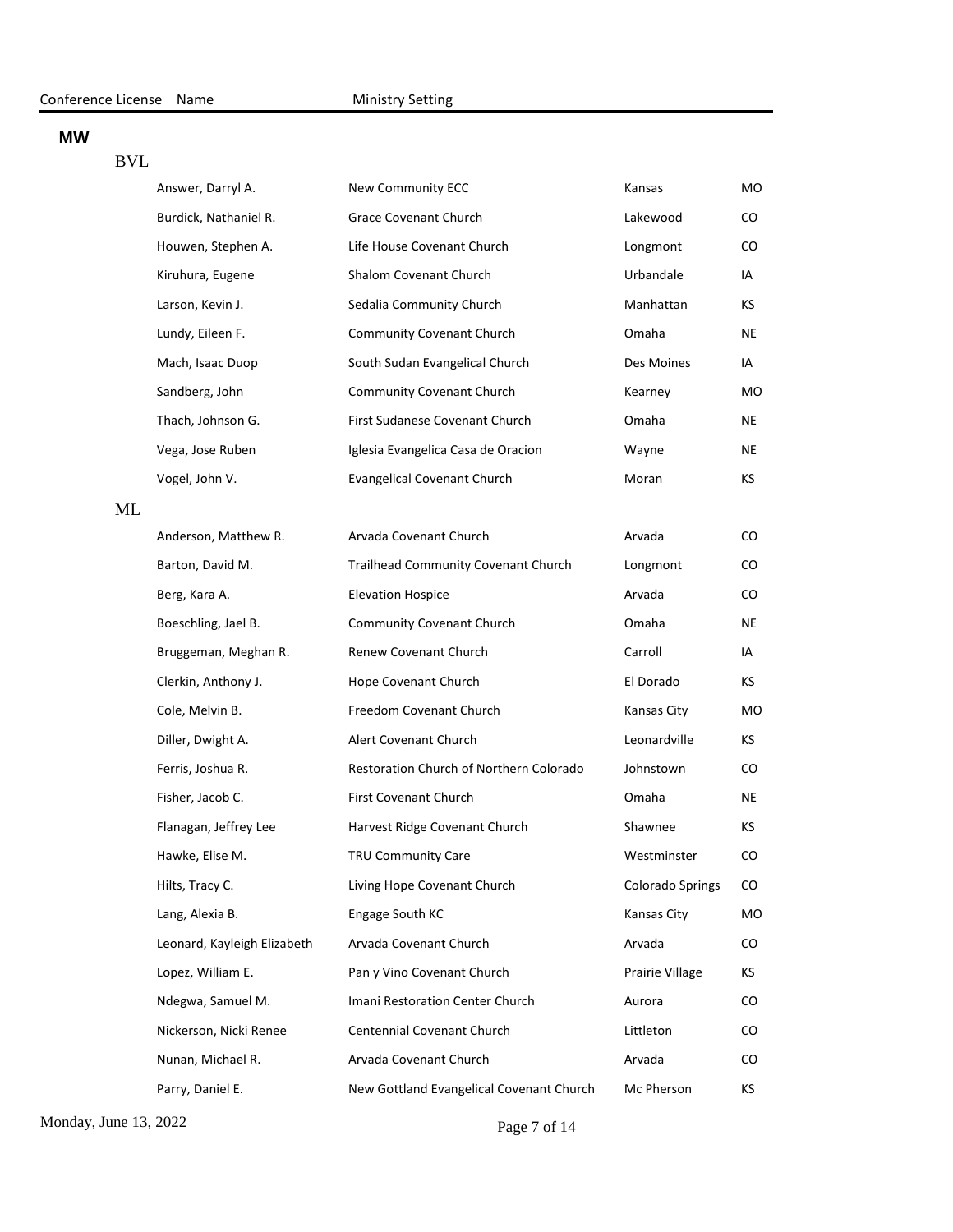| Conference License | Name | Ministry Setting | | |
|---|---|---|---|---|
| **MW** | | | | |
| BVL | | | | |
| | Answer, Darryl A. | New Community ECC | Kansas | MO |
| | Burdick, Nathaniel R. | Grace Covenant Church | Lakewood | CO |
| | Houwen, Stephen A. | Life House Covenant Church | Longmont | CO |
| | Kiruhura, Eugene | Shalom Covenant Church | Urbandale | IA |
| | Larson, Kevin J. | Sedalia Community Church | Manhattan | KS |
| | Lundy, Eileen F. | Community Covenant Church | Omaha | NE |
| | Mach, Isaac Duop | South Sudan Evangelical Church | Des Moines | IA |
| | Sandberg, John | Community Covenant Church | Kearney | MO |
| | Thach, Johnson G. | First Sudanese Covenant Church | Omaha | NE |
| | Vega, Jose Ruben | Iglesia Evangelica Casa de Oracion | Wayne | NE |
| | Vogel, John V. | Evangelical Covenant Church | Moran | KS |
| ML | | | | |
| | Anderson, Matthew R. | Arvada Covenant Church | Arvada | CO |
| | Barton, David M. | Trailhead Community Covenant Church | Longmont | CO |
| | Berg, Kara A. | Elevation Hospice | Arvada | CO |
| | Boeschling, Jael B. | Community Covenant Church | Omaha | NE |
| | Bruggeman, Meghan R. | Renew Covenant Church | Carroll | IA |
| | Clerkin, Anthony J. | Hope Covenant Church | El Dorado | KS |
| | Cole, Melvin B. | Freedom Covenant Church | Kansas City | MO |
| | Diller, Dwight A. | Alert Covenant Church | Leonardville | KS |
| | Ferris, Joshua R. | Restoration Church of Northern Colorado | Johnstown | CO |
| | Fisher, Jacob C. | First Covenant Church | Omaha | NE |
| | Flanagan, Jeffrey Lee | Harvest Ridge Covenant Church | Shawnee | KS |
| | Hawke, Elise M. | TRU Community Care | Westminster | CO |
| | Hilts, Tracy C. | Living Hope Covenant Church | Colorado Springs | CO |
| | Lang, Alexia B. | Engage South KC | Kansas City | MO |
| | Leonard, Kayleigh Elizabeth | Arvada Covenant Church | Arvada | CO |
| | Lopez, William E. | Pan y Vino Covenant Church | Prairie Village | KS |
| | Ndegwa, Samuel M. | Imani Restoration Center Church | Aurora | CO |
| | Nickerson, Nicki Renee | Centennial Covenant Church | Littleton | CO |
| | Nunan, Michael R. | Arvada Covenant Church | Arvada | CO |
| | Parry, Daniel E. | New Gottland Evangelical Covenant Church | Mc Pherson | KS |

Monday, June 13, 2022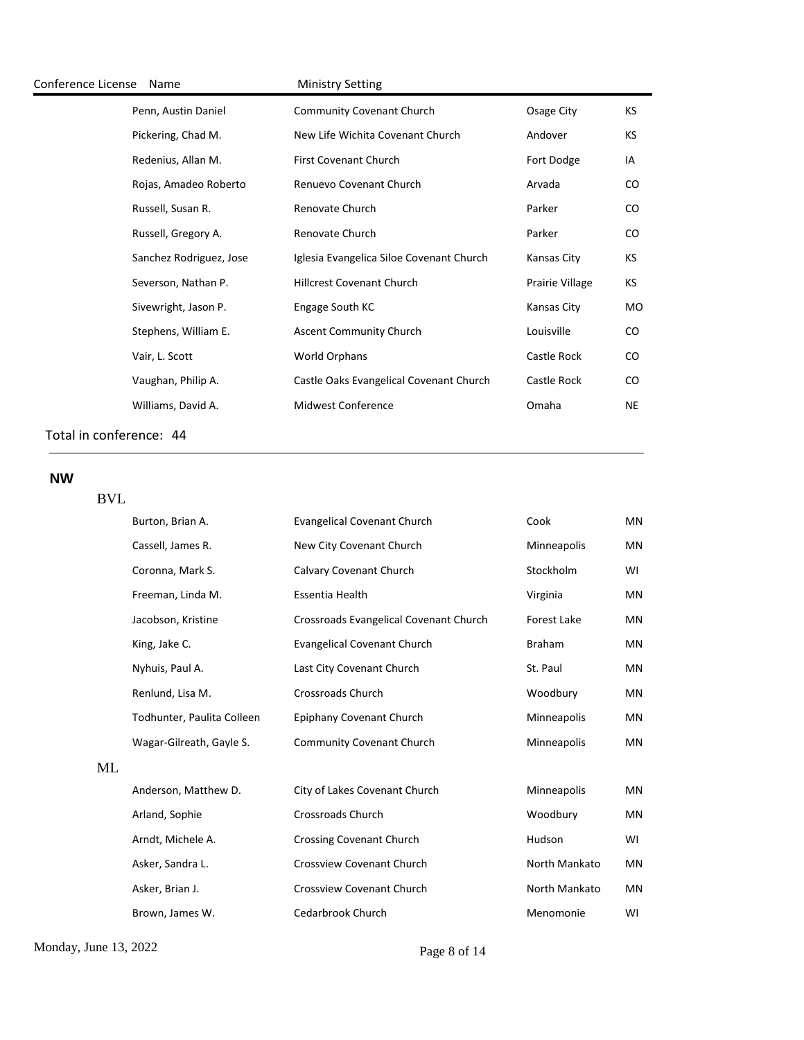| Conference License | Name | Ministry Setting | | |
|---|---|---|---|---|
| | Penn, Austin Daniel | Community Covenant Church | Osage City | KS |
| | Pickering, Chad M. | New Life Wichita Covenant Church | Andover | KS |
| | Redenius, Allan M. | First Covenant Church | Fort Dodge | IA |
| | Rojas, Amadeo Roberto | Renuevo Covenant Church | Arvada | CO |
| | Russell, Susan R. | Renovate Church | Parker | CO |
| | Russell, Gregory A. | Renovate Church | Parker | CO |
| | Sanchez Rodriguez, Jose | Iglesia Evangelica Siloe Covenant Church | Kansas City | KS |
| | Severson, Nathan P. | Hillcrest Covenant Church | Prairie Village | KS |
| | Sivewright, Jason P. | Engage South KC | Kansas City | MO |
| | Stephens, William E. | Ascent Community Church | Louisville | CO |
| | Vair, L. Scott | World Orphans | Castle Rock | CO |
| | Vaughan, Philip A. | Castle Oaks Evangelical Covenant Church | Castle Rock | CO |
| | Williams, David A. | Midwest Conference | Omaha | NE |

Total in conference: 44

**NW**

BVL

| Name | Ministry Setting | | |
|---|---|---|---|
| Burton, Brian A. | Evangelical Covenant Church | Cook | MN |
| Cassell, James R. | New City Covenant Church | Minneapolis | MN |
| Coronna, Mark S. | Calvary Covenant Church | Stockholm | WI |
| Freeman, Linda M. | Essentia Health | Virginia | MN |
| Jacobson, Kristine | Crossroads Evangelical Covenant Church | Forest Lake | MN |
| King, Jake C. | Evangelical Covenant Church | Braham | MN |
| Nyhuis, Paul A. | Last City Covenant Church | St. Paul | MN |
| Renlund, Lisa M. | Crossroads Church | Woodbury | MN |
| Todhunter, Paulita Colleen | Epiphany Covenant Church | Minneapolis | MN |
| Wagar-Gilreath, Gayle S. | Community Covenant Church | Minneapolis | MN |

ML

| Name | Ministry Setting | | |
|---|---|---|---|
| Anderson, Matthew D. | City of Lakes Covenant Church | Minneapolis | MN |
| Arland, Sophie | Crossroads Church | Woodbury | MN |
| Arndt, Michele A. | Crossing Covenant Church | Hudson | WI |
| Asker, Sandra L. | Crossview Covenant Church | North Mankato | MN |
| Asker, Brian J. | Crossview Covenant Church | North Mankato | MN |
| Brown, James W. | Cedarbrook Church | Menomonie | WI |

Monday, June 13, 2022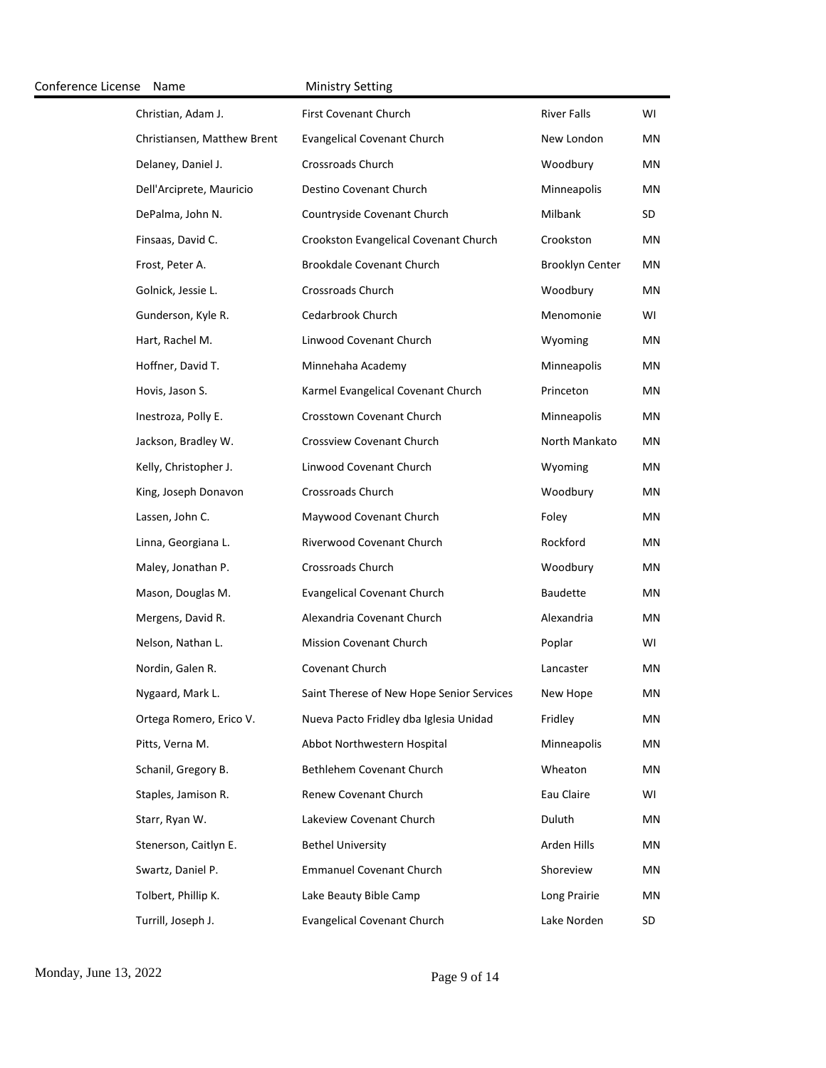| Conference License | Name | Ministry Setting | | |
|---|---|---|---|---|
| | Christian, Adam J. | First Covenant Church | River Falls | WI |
| | Christiansen, Matthew Brent | Evangelical Covenant Church | New London | MN |
| | Delaney, Daniel J. | Crossroads Church | Woodbury | MN |
| | Dell'Arciprete, Mauricio | Destino Covenant Church | Minneapolis | MN |
| | DePalma, John N. | Countryside Covenant Church | Milbank | SD |
| | Finsaas, David C. | Crookston Evangelical Covenant Church | Crookston | MN |
| | Frost, Peter A. | Brookdale Covenant Church | Brooklyn Center | MN |
| | Golnick, Jessie L. | Crossroads Church | Woodbury | MN |
| | Gunderson, Kyle R. | Cedarbrook Church | Menomonie | WI |
| | Hart, Rachel M. | Linwood Covenant Church | Wyoming | MN |
| | Hoffner, David T. | Minnehaha Academy | Minneapolis | MN |
| | Hovis, Jason S. | Karmel Evangelical Covenant Church | Princeton | MN |
| | Inestroza, Polly E. | Crosstown Covenant Church | Minneapolis | MN |
| | Jackson, Bradley W. | Crossview Covenant Church | North Mankato | MN |
| | Kelly, Christopher J. | Linwood Covenant Church | Wyoming | MN |
| | King, Joseph Donavon | Crossroads Church | Woodbury | MN |
| | Lassen, John C. | Maywood Covenant Church | Foley | MN |
| | Linna, Georgiana L. | Riverwood Covenant Church | Rockford | MN |
| | Maley, Jonathan P. | Crossroads Church | Woodbury | MN |
| | Mason, Douglas M. | Evangelical Covenant Church | Baudette | MN |
| | Mergens, David R. | Alexandria Covenant Church | Alexandria | MN |
| | Nelson, Nathan L. | Mission Covenant Church | Poplar | WI |
| | Nordin, Galen R. | Covenant Church | Lancaster | MN |
| | Nygaard, Mark L. | Saint Therese of New Hope Senior Services | New Hope | MN |
| | Ortega Romero, Erico V. | Nueva Pacto Fridley dba Iglesia Unidad | Fridley | MN |
| | Pitts, Verna M. | Abbot Northwestern Hospital | Minneapolis | MN |
| | Schanil, Gregory B. | Bethlehem Covenant Church | Wheaton | MN |
| | Staples, Jamison R. | Renew Covenant Church | Eau Claire | WI |
| | Starr, Ryan W. | Lakeview Covenant Church | Duluth | MN |
| | Stenerson, Caitlyn E. | Bethel University | Arden Hills | MN |
| | Swartz, Daniel P. | Emmanuel Covenant Church | Shoreview | MN |
| | Tolbert, Phillip K. | Lake Beauty Bible Camp | Long Prairie | MN |
| | Turrill, Joseph J. | Evangelical Covenant Church | Lake Norden | SD |

Monday, June 13, 2022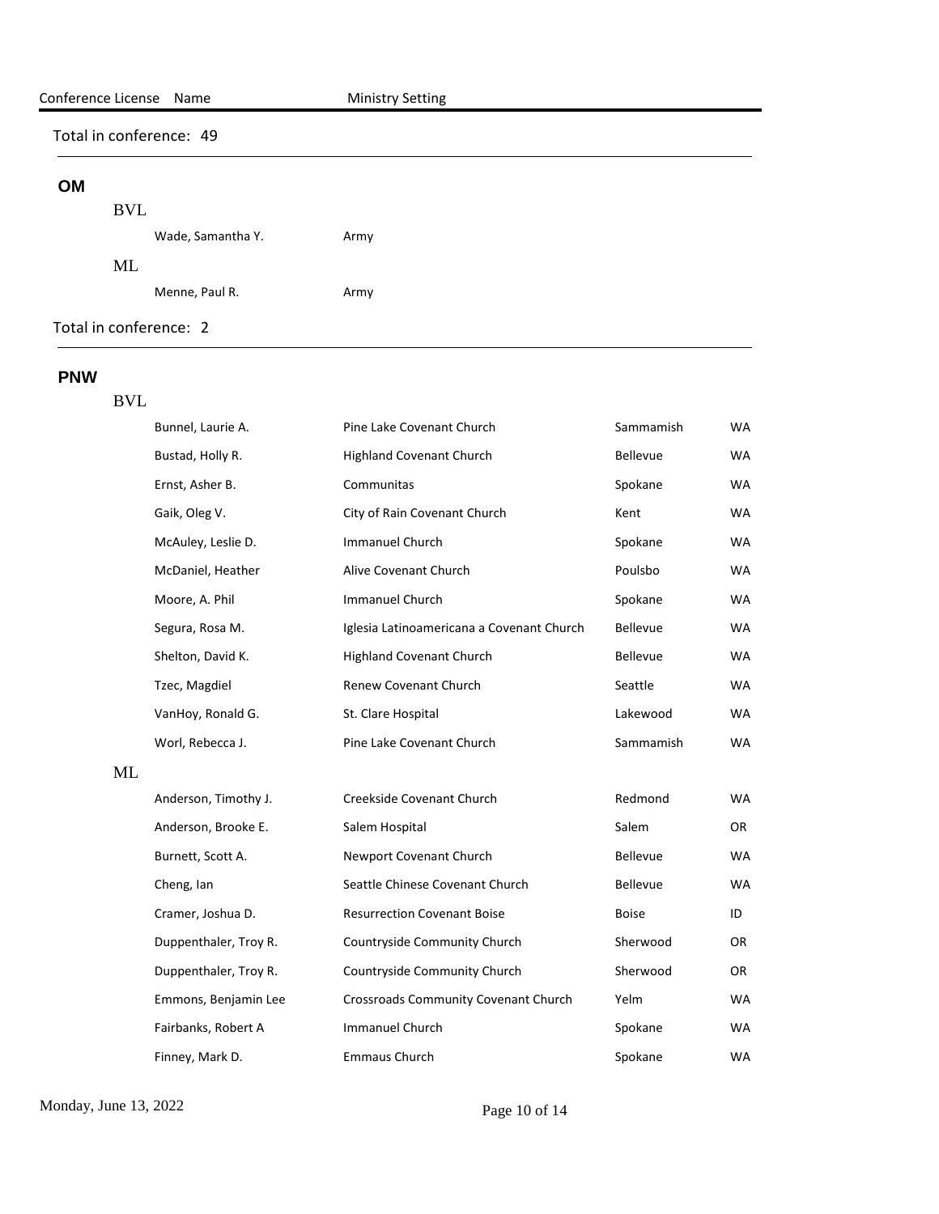| Conference License | Name | Ministry Setting | | |
|---|---|---|---|---|

Total in conference: 49

## OM

### BVL

| Name | Ministry Setting |
|---|---|
| Wade, Samantha Y. | Army |

### ML

| Name | Ministry Setting |
|---|---|
| Menne, Paul R. | Army |

Total in conference: 2

## PNW

### BVL

| Name | Ministry Setting | City | State |
|---|---|---|---|
| Bunnel, Laurie A. | Pine Lake Covenant Church | Sammamish | WA |
| Bustad, Holly R. | Highland Covenant Church | Bellevue | WA |
| Ernst, Asher B. | Communitas | Spokane | WA |
| Gaik, Oleg V. | City of Rain Covenant Church | Kent | WA |
| McAuley, Leslie D. | Immanuel Church | Spokane | WA |
| McDaniel, Heather | Alive Covenant Church | Poulsbo | WA |
| Moore, A. Phil | Immanuel Church | Spokane | WA |
| Segura, Rosa M. | Iglesia Latinoamericana a Covenant Church | Bellevue | WA |
| Shelton, David K. | Highland Covenant Church | Bellevue | WA |
| Tzec, Magdiel | Renew Covenant Church | Seattle | WA |
| VanHoy, Ronald G. | St. Clare Hospital | Lakewood | WA |
| Worl, Rebecca J. | Pine Lake Covenant Church | Sammamish | WA |

### ML

| Name | Ministry Setting | City | State |
|---|---|---|---|
| Anderson, Timothy J. | Creekside Covenant Church | Redmond | WA |
| Anderson, Brooke E. | Salem Hospital | Salem | OR |
| Burnett, Scott A. | Newport Covenant Church | Bellevue | WA |
| Cheng, Ian | Seattle Chinese Covenant Church | Bellevue | WA |
| Cramer, Joshua D. | Resurrection Covenant Boise | Boise | ID |
| Duppenthaler, Troy R. | Countryside Community Church | Sherwood | OR |
| Duppenthaler, Troy R. | Countryside Community Church | Sherwood | OR |
| Emmons, Benjamin Lee | Crossroads Community Covenant Church | Yelm | WA |
| Fairbanks, Robert A | Immanuel Church | Spokane | WA |
| Finney, Mark D. | Emmaus Church | Spokane | WA |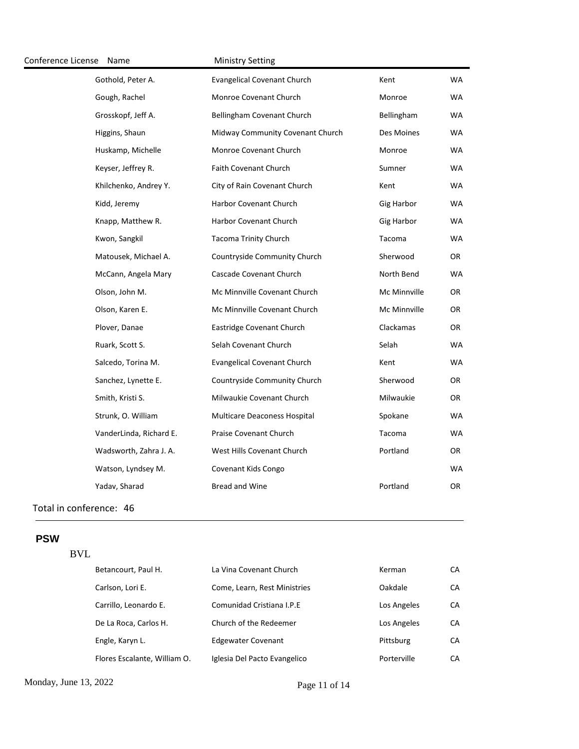| Conference License | Name | Ministry Setting | | |
|---|---|---|---|---|
| | Gothold, Peter A. | Evangelical Covenant Church | Kent | WA |
| | Gough, Rachel | Monroe Covenant Church | Monroe | WA |
| | Grosskopf, Jeff A. | Bellingham Covenant Church | Bellingham | WA |
| | Higgins, Shaun | Midway Community Covenant Church | Des Moines | WA |
| | Huskamp, Michelle | Monroe Covenant Church | Monroe | WA |
| | Keyser, Jeffrey R. | Faith Covenant Church | Sumner | WA |
| | Khilchenko, Andrey Y. | City of Rain Covenant Church | Kent | WA |
| | Kidd, Jeremy | Harbor Covenant Church | Gig Harbor | WA |
| | Knapp, Matthew R. | Harbor Covenant Church | Gig Harbor | WA |
| | Kwon, Sangkil | Tacoma Trinity Church | Tacoma | WA |
| | Matousek, Michael A. | Countryside Community Church | Sherwood | OR |
| | McCann, Angela Mary | Cascade Covenant Church | North Bend | WA |
| | Olson, John M. | Mc Minnville Covenant Church | Mc Minnville | OR |
| | Olson, Karen E. | Mc Minnville Covenant Church | Mc Minnville | OR |
| | Plover, Danae | Eastridge Covenant Church | Clackamas | OR |
| | Ruark, Scott S. | Selah Covenant Church | Selah | WA |
| | Salcedo, Torina M. | Evangelical Covenant Church | Kent | WA |
| | Sanchez, Lynette E. | Countryside Community Church | Sherwood | OR |
| | Smith, Kristi S. | Milwaukie Covenant Church | Milwaukie | OR |
| | Strunk, O. William | Multicare Deaconess Hospital | Spokane | WA |
| | VanderLinda, Richard E. | Praise Covenant Church | Tacoma | WA |
| | Wadsworth, Zahra J. A. | West Hills Covenant Church | Portland | OR |
| | Watson, Lyndsey M. | Covenant Kids Congo | | WA |
| | Yadav, Sharad | Bread and Wine | Portland | OR |

Total in conference: 46

## PSW

BVL

| Conference License | Name | Ministry Setting | | |
|---|---|---|---|---|
| | Betancourt, Paul H. | La Vina Covenant Church | Kerman | CA |
| | Carlson, Lori E. | Come, Learn, Rest Ministries | Oakdale | CA |
| | Carrillo, Leonardo E. | Comunidad Cristiana I.P.E | Los Angeles | CA |
| | De La Roca, Carlos H. | Church of the Redeemer | Los Angeles | CA |
| | Engle, Karyn L. | Edgewater Covenant | Pittsburg | CA |
| | Flores Escalante, William O. | Iglesia Del Pacto Evangelico | Porterville | CA |

Monday, June 13, 2022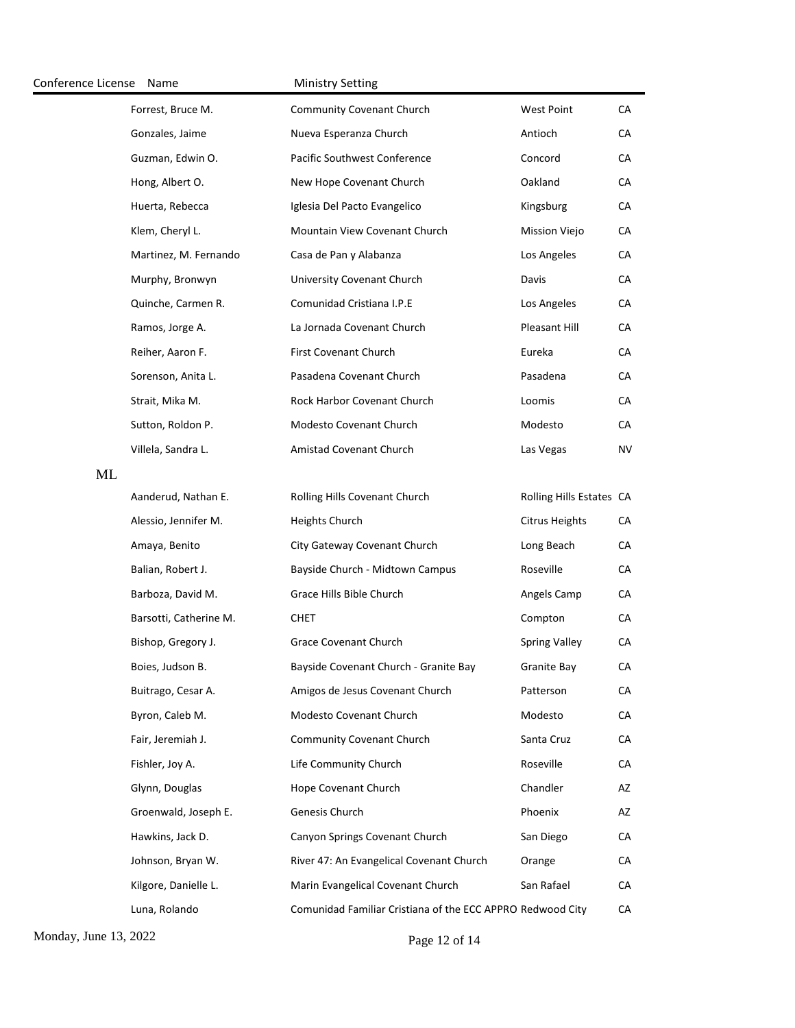| Conference License | Name | Ministry Setting | | |
|---|---|---|---|---|
| | Forrest, Bruce M. | Community Covenant Church | West Point | CA |
| | Gonzales, Jaime | Nueva Esperanza Church | Antioch | CA |
| | Guzman, Edwin O. | Pacific Southwest Conference | Concord | CA |
| | Hong, Albert O. | New Hope Covenant Church | Oakland | CA |
| | Huerta, Rebecca | Iglesia Del Pacto Evangelico | Kingsburg | CA |
| | Klem, Cheryl L. | Mountain View Covenant Church | Mission Viejo | CA |
| | Martinez, M. Fernando | Casa de Pan y Alabanza | Los Angeles | CA |
| | Murphy, Bronwyn | University Covenant Church | Davis | CA |
| | Quinche, Carmen R. | Comunidad Cristiana I.P.E | Los Angeles | CA |
| | Ramos, Jorge A. | La Jornada Covenant Church | Pleasant Hill | CA |
| | Reiher, Aaron F. | First Covenant Church | Eureka | CA |
| | Sorenson, Anita L. | Pasadena Covenant Church | Pasadena | CA |
| | Strait, Mika M. | Rock Harbor Covenant Church | Loomis | CA |
| | Sutton, Roldon P. | Modesto Covenant Church | Modesto | CA |
| | Villela, Sandra L. | Amistad Covenant Church | Las Vegas | NV |
| ML | | | | |
| | Aanderud, Nathan E. | Rolling Hills Covenant Church | Rolling Hills Estates | CA |
| | Alessio, Jennifer M. | Heights Church | Citrus Heights | CA |
| | Amaya, Benito | City Gateway Covenant Church | Long Beach | CA |
| | Balian, Robert J. | Bayside Church - Midtown Campus | Roseville | CA |
| | Barboza, David M. | Grace Hills Bible Church | Angels Camp | CA |
| | Barsotti, Catherine M. | CHET | Compton | CA |
| | Bishop, Gregory J. | Grace Covenant Church | Spring Valley | CA |
| | Boies, Judson B. | Bayside Covenant Church - Granite Bay | Granite Bay | CA |
| | Buitrago, Cesar A. | Amigos de Jesus Covenant Church | Patterson | CA |
| | Byron, Caleb M. | Modesto Covenant Church | Modesto | CA |
| | Fair, Jeremiah J. | Community Covenant Church | Santa Cruz | CA |
| | Fishler, Joy A. | Life Community Church | Roseville | CA |
| | Glynn, Douglas | Hope Covenant Church | Chandler | AZ |
| | Groenwald, Joseph E. | Genesis Church | Phoenix | AZ |
| | Hawkins, Jack D. | Canyon Springs Covenant Church | San Diego | CA |
| | Johnson, Bryan W. | River 47: An Evangelical Covenant Church | Orange | CA |
| | Kilgore, Danielle L. | Marin Evangelical Covenant Church | San Rafael | CA |
| | Luna, Rolando | Comunidad Familiar Cristiana of the ECC APPRO | Redwood City | CA |

Monday, June 13, 2022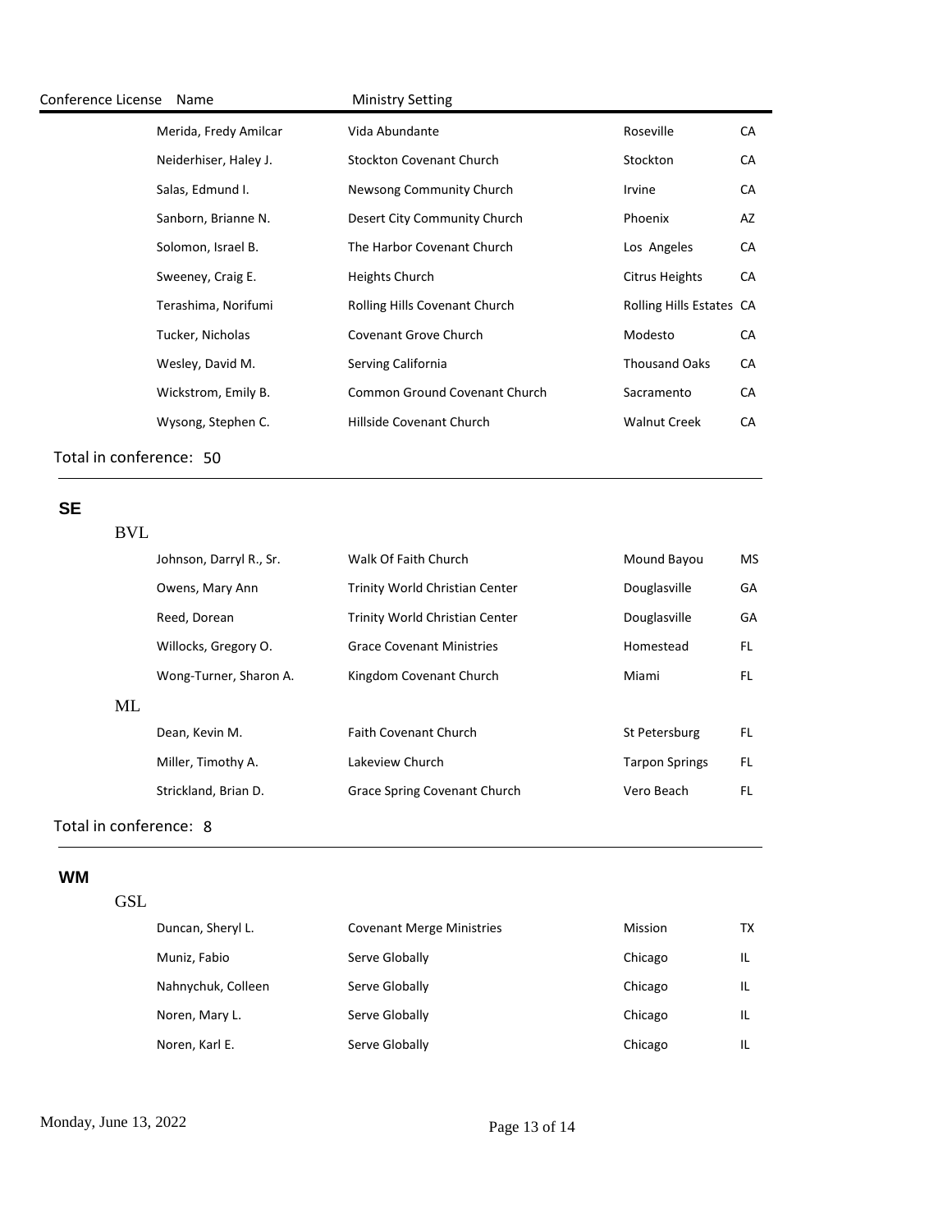| Conference License | Name | Ministry Setting | | |
|---|---|---|---|---|
| | Merida, Fredy Amilcar | Vida Abundante | Roseville | CA |
| | Neiderhiser, Haley J. | Stockton Covenant Church | Stockton | CA |
| | Salas, Edmund I. | Newsong Community Church | Irvine | CA |
| | Sanborn, Brianne N. | Desert City Community Church | Phoenix | AZ |
| | Solomon, Israel B. | The Harbor Covenant Church | Los Angeles | CA |
| | Sweeney, Craig E. | Heights Church | Citrus Heights | CA |
| | Terashima, Norifumi | Rolling Hills Covenant Church | Rolling Hills Estates | CA |
| | Tucker, Nicholas | Covenant Grove Church | Modesto | CA |
| | Wesley, David M. | Serving California | Thousand Oaks | CA |
| | Wickstrom, Emily B. | Common Ground Covenant Church | Sacramento | CA |
| | Wysong, Stephen C. | Hillside Covenant Church | Walnut Creek | CA |

Total in conference: 50

## SE

| Conference License | Name | Ministry Setting | | |
|---|---|---|---|---|
| BVL | | | | |
| | Johnson, Darryl R., Sr. | Walk Of Faith Church | Mound Bayou | MS |
| | Owens, Mary Ann | Trinity World Christian Center | Douglasville | GA |
| | Reed, Dorean | Trinity World Christian Center | Douglasville | GA |
| | Willocks, Gregory O. | Grace Covenant Ministries | Homestead | FL |
| | Wong-Turner, Sharon A. | Kingdom Covenant Church | Miami | FL |
| ML | | | | |
| | Dean, Kevin M. | Faith Covenant Church | St Petersburg | FL |
| | Miller, Timothy A. | Lakeview Church | Tarpon Springs | FL |
| | Strickland, Brian D. | Grace Spring Covenant Church | Vero Beach | FL |

Total in conference: 8

## WM

| Conference License | Name | Ministry Setting | | |
|---|---|---|---|---|
| GSL | | | | |
| | Duncan, Sheryl L. | Covenant Merge Ministries | Mission | TX |
| | Muniz, Fabio | Serve Globally | Chicago | IL |
| | Nahnychuk, Colleen | Serve Globally | Chicago | IL |
| | Noren, Mary L. | Serve Globally | Chicago | IL |
| | Noren, Karl E. | Serve Globally | Chicago | IL |

Monday, June 13, 2022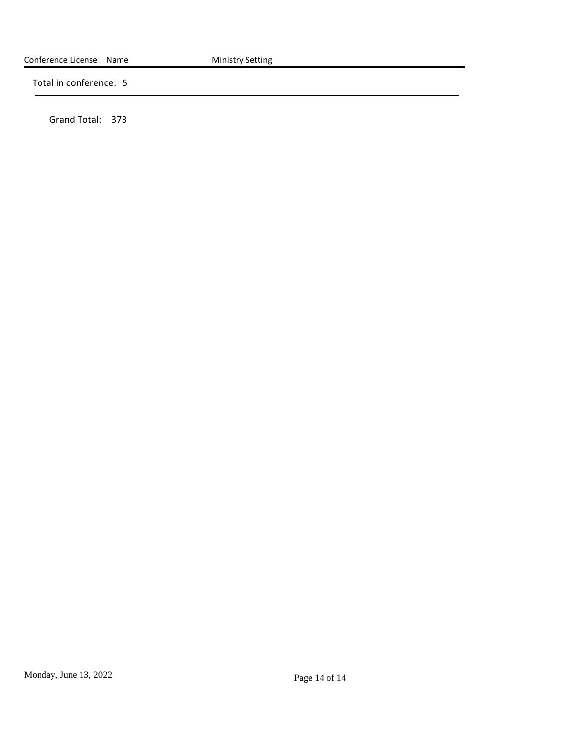| Conference License | Name | Ministry Setting |
|---|---|---|

Total in conference: 5

Grand Total: 373

Monday, June 13, 2022